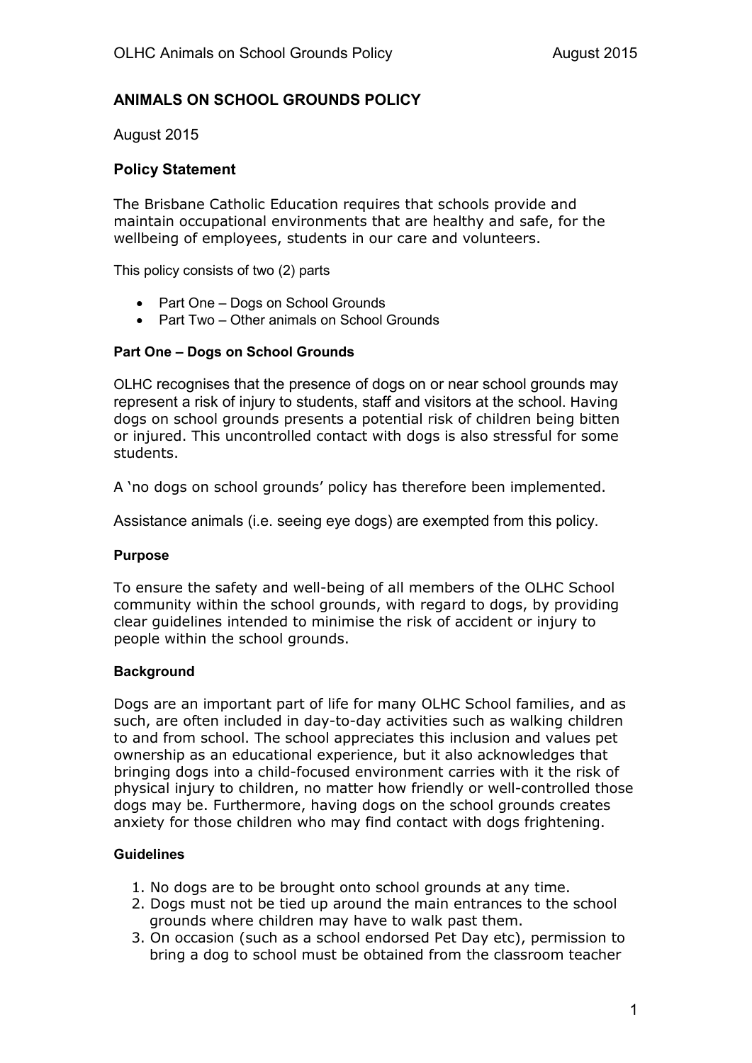# ANIMALS ON SCHOOL GROUNDS POLICY

August 2015

## Policy Statement

The Brisbane Catholic Education requires that schools provide and maintain occupational environments that are healthy and safe, for the wellbeing of employees, students in our care and volunteers.

This policy consists of two (2) parts

- Part One – Dogs on School Grounds
- Part Two – Other animals on School Grounds

### Part One – Dogs on School Grounds

OLHC recognises that the presence of dogs on or near school grounds may represent a risk of injury to students, staff and visitors at the school. Having dogs on school grounds presents a potential risk of children being bitten or injured. This uncontrolled contact with dogs is also stressful for some students.

A 'no dogs on school grounds' policy has therefore been implemented.

Assistance animals (i.e. seeing eye dogs) are exempted from this policy.

#### Purpose

To ensure the safety and well-being of all members of the OLHC School community within the school grounds, with regard to dogs, by providing clear guidelines intended to minimise the risk of accident or injury to people within the school grounds.

#### Background

Dogs are an important part of life for many OLHC School families, and as such, are often included in day-to-day activities such as walking children to and from school. The school appreciates this inclusion and values pet ownership as an educational experience, but it also acknowledges that bringing dogs into a child-focused environment carries with it the risk of physical injury to children, no matter how friendly or well-controlled those dogs may be. Furthermore, having dogs on the school grounds creates anxiety for those children who may find contact with dogs frightening.

#### Guidelines

1. No dogs are to be brought onto school grounds at any time.
2. Dogs must not be tied up around the main entrances to the school grounds where children may have to walk past them.
3. On occasion (such as a school endorsed Pet Day etc), permission to bring a dog to school must be obtained from the classroom teacher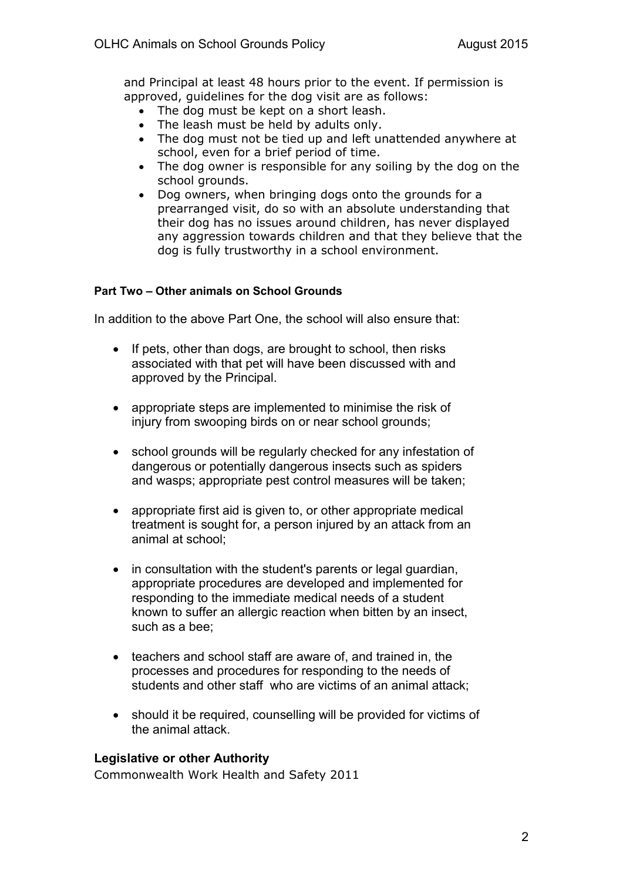and Principal at least 48 hours prior to the event. If permission is approved, guidelines for the dog visit are as follows:

- The dog must be kept on a short leash.
- The leash must be held by adults only.
- The dog must not be tied up and left unattended anywhere at school, even for a brief period of time.
- The dog owner is responsible for any soiling by the dog on the school grounds.
- Dog owners, when bringing dogs onto the grounds for a prearranged visit, do so with an absolute understanding that their dog has no issues around children, has never displayed any aggression towards children and that they believe that the dog is fully trustworthy in a school environment.

**Part Two – Other animals on School Grounds**

In addition to the above Part One, the school will also ensure that:

- If pets, other than dogs, are brought to school, then risks associated with that pet will have been discussed with and approved by the Principal.
- appropriate steps are implemented to minimise the risk of injury from swooping birds on or near school grounds;
- school grounds will be regularly checked for any infestation of dangerous or potentially dangerous insects such as spiders and wasps; appropriate pest control measures will be taken;
- appropriate first aid is given to, or other appropriate medical treatment is sought for, a person injured by an attack from an animal at school;
- in consultation with the student's parents or legal guardian, appropriate procedures are developed and implemented for responding to the immediate medical needs of a student known to suffer an allergic reaction when bitten by an insect, such as a bee;
- teachers and school staff are aware of, and trained in, the processes and procedures for responding to the needs of students and other staff who are victims of an animal attack;
- should it be required, counselling will be provided for victims of the animal attack.

**Legislative or other Authority**

Commonwealth Work Health and Safety 2011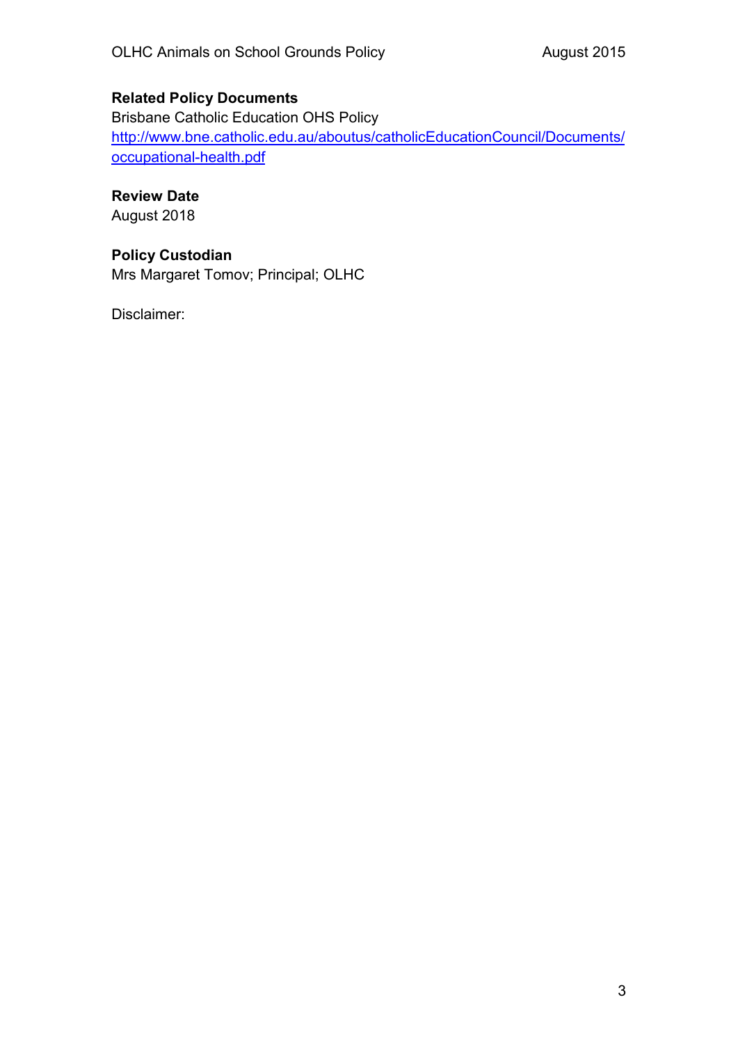**Related Policy Documents**
Brisbane Catholic Education OHS Policy
[http://www.bne.catholic.edu.au/aboutus/catholicEducationCouncil/Documents/occupational-health.pdf](http://www.bne.catholic.edu.au/aboutus/catholicEducationCouncil/Documents/occupational-health.pdf)

**Review Date**
August 2018

**Policy Custodian**
Mrs Margaret Tomov; Principal; OLHC

Disclaimer: